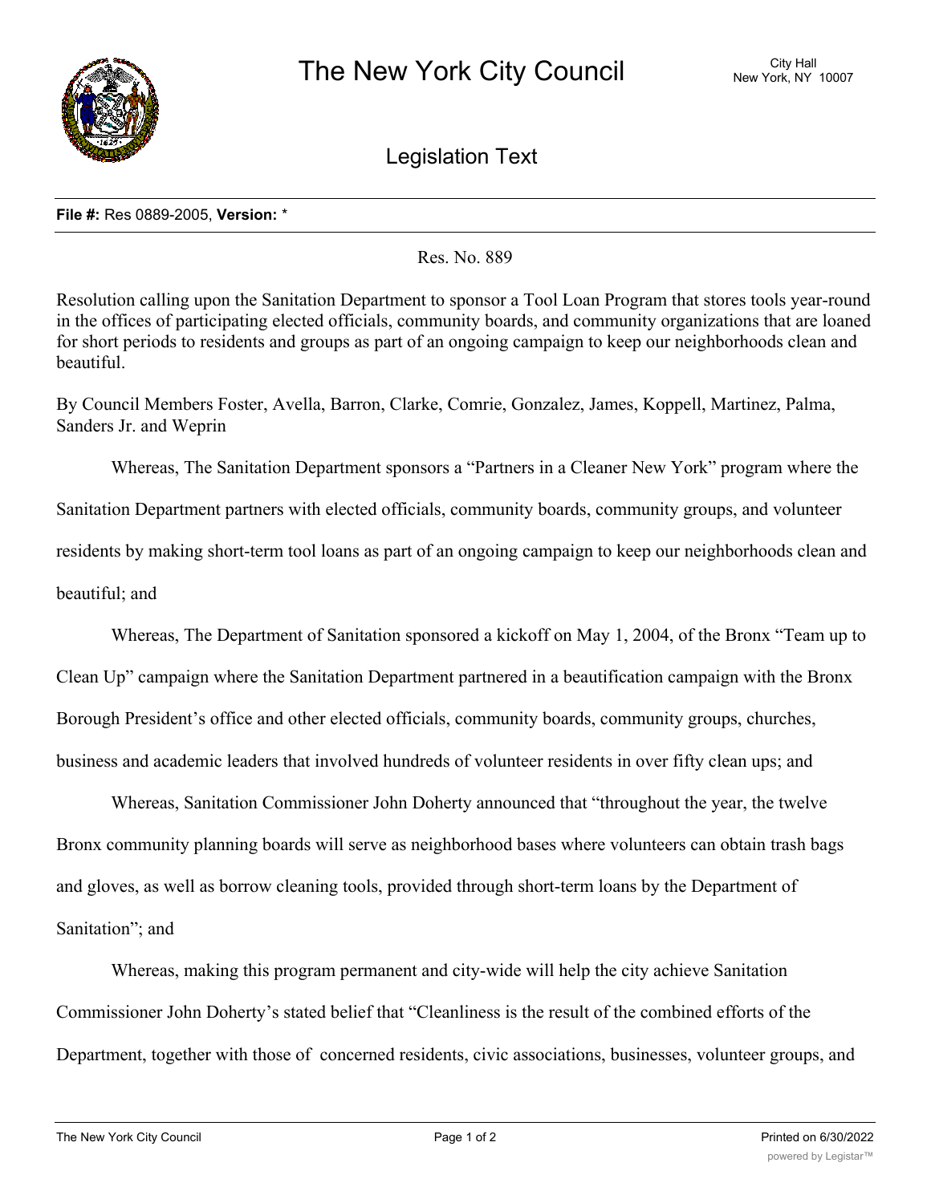# The New York City Council

City Hall
New York, NY 10007

## Legislation Text

**File #:** Res 0889-2005, **Version:** *

Res. No. 889

Resolution calling upon the Sanitation Department to sponsor a Tool Loan Program that stores tools year-round in the offices of participating elected officials, community boards, and community organizations that are loaned for short periods to residents and groups as part of an ongoing campaign to keep our neighborhoods clean and beautiful.

By Council Members Foster, Avella, Barron, Clarke, Comrie, Gonzalez, James, Koppell, Martinez, Palma, Sanders Jr. and Weprin

Whereas, The Sanitation Department sponsors a "Partners in a Cleaner New York" program where the Sanitation Department partners with elected officials, community boards, community groups, and volunteer residents by making short-term tool loans as part of an ongoing campaign to keep our neighborhoods clean and beautiful; and

Whereas, The Department of Sanitation sponsored a kickoff on May 1, 2004, of the Bronx "Team up to Clean Up" campaign where the Sanitation Department partnered in a beautification campaign with the Bronx Borough President's office and other elected officials, community boards, community groups, churches, business and academic leaders that involved hundreds of volunteer residents in over fifty clean ups; and

Whereas, Sanitation Commissioner John Doherty announced that "throughout the year, the twelve Bronx community planning boards will serve as neighborhood bases where volunteers can obtain trash bags and gloves, as well as borrow cleaning tools, provided through short-term loans by the Department of Sanitation"; and

Whereas, making this program permanent and city-wide will help the city achieve Sanitation Commissioner John Doherty's stated belief that "Cleanliness is the result of the combined efforts of the Department, together with those of concerned residents, civic associations, businesses, volunteer groups, and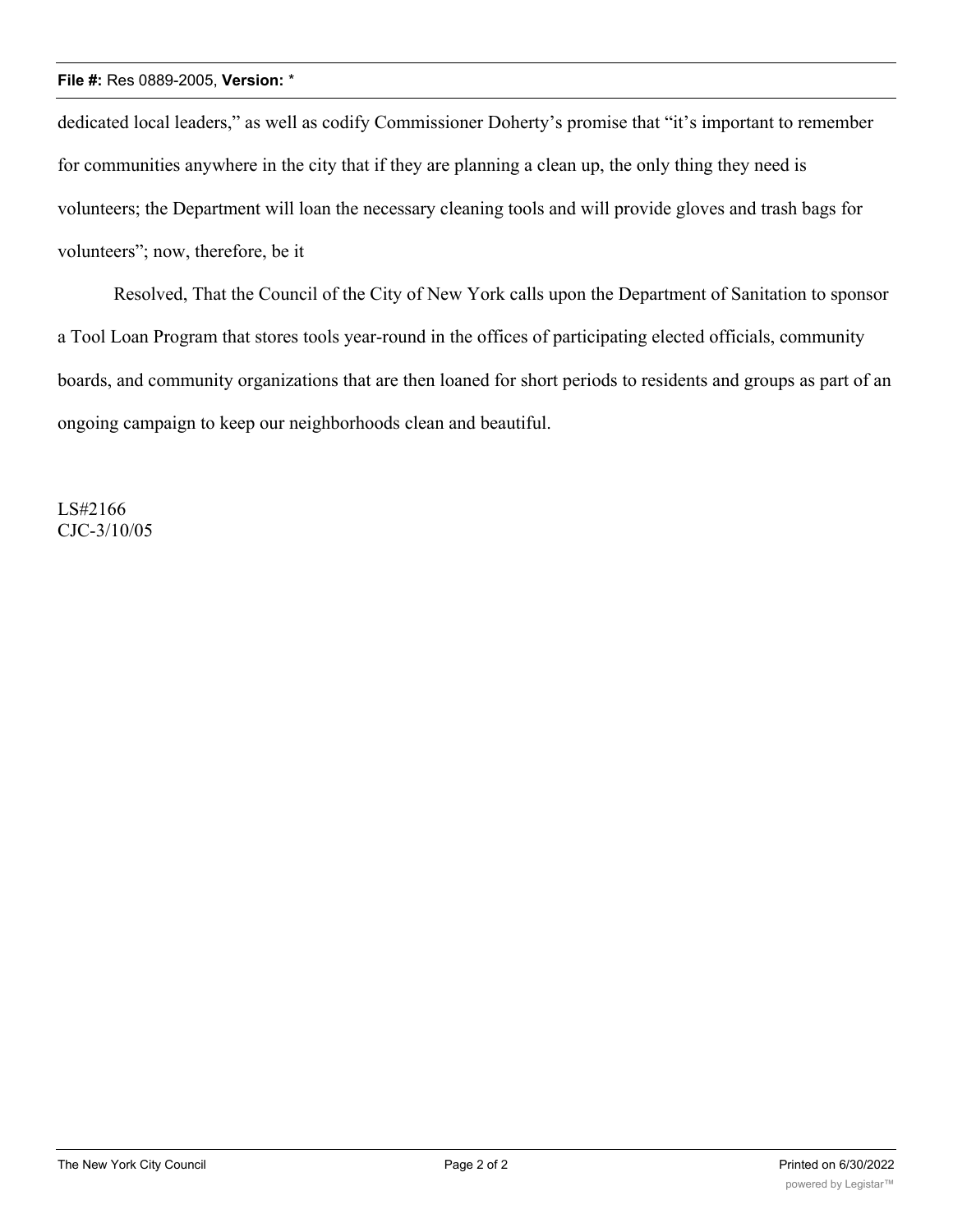dedicated local leaders," as well as codify Commissioner Doherty's promise that "it's important to remember for communities anywhere in the city that if they are planning a clean up, the only thing they need is volunteers; the Department will loan the necessary cleaning tools and will provide gloves and trash bags for volunteers"; now, therefore, be it

Resolved, That the Council of the City of New York calls upon the Department of Sanitation to sponsor a Tool Loan Program that stores tools year-round in the offices of participating elected officials, community boards, and community organizations that are then loaned for short periods to residents and groups as part of an ongoing campaign to keep our neighborhoods clean and beautiful.

LS#2166
CJC-3/10/05